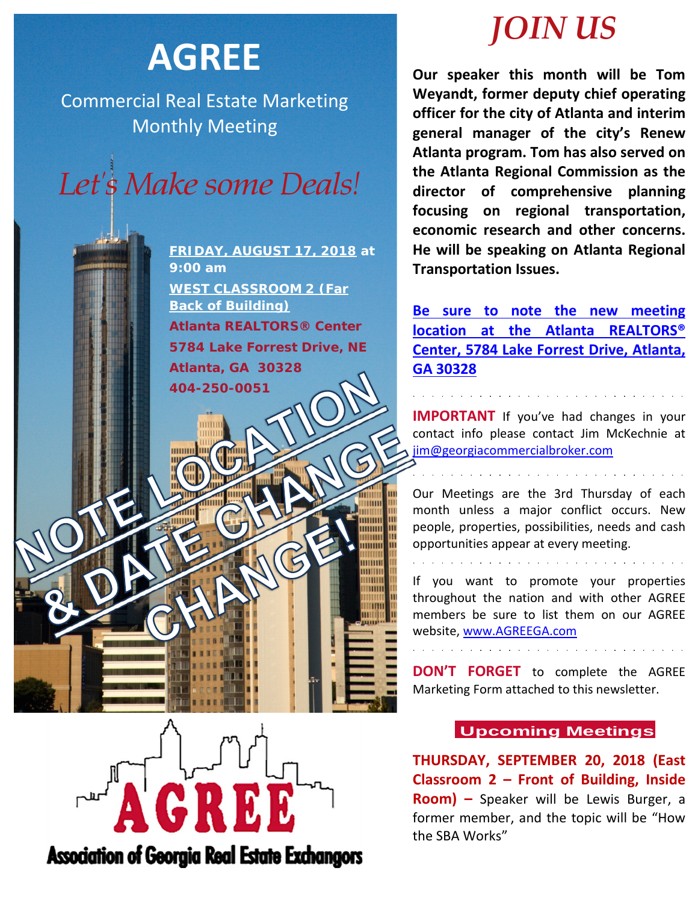# AGREE

Commercial Real Estate Marketing Monthly Meeting

*Let's Make some Deals!*

**FRIDAY, AUGUST 17, 2018 at 9:00 am**

**WEST CLASSROOM 2 (Far Back of Building)**

**Atlanta REALTORS® Center**
**5784 Lake Forrest Drive, NE**
**Atlanta, GA 30328**
**404-250-0051**

**NOTE LOCATION & DATE CHANGE CHANGE!**

AGREE
Association of Georgia Real Estate Exchangors

# *JOIN US*

**Our speaker this month will be Tom Weyandt, former deputy chief operating officer for the city of Atlanta and interim general manager of the city's Renew Atlanta program. Tom has also served on the Atlanta Regional Commission as the director of comprehensive planning focusing on regional transportation, economic research and other concerns. He will be speaking on Atlanta Regional Transportation Issues.**

**Be sure to note the new meeting location at the Atlanta REALTORS® Center, 5784 Lake Forrest Drive, Atlanta, GA 30328**

---

**IMPORTANT** If you've had changes in your contact info please contact Jim McKechnie at jim@georgiacommercialbroker.com

---

Our Meetings are the 3rd Thursday of each month unless a major conflict occurs. New people, properties, possibilities, needs and cash opportunities appear at every meeting.

---

If you want to promote your properties throughout the nation and with other AGREE members be sure to list them on our AGREE website, www.AGREEGA.com

---

**DON'T FORGET** to complete the AGREE Marketing Form attached to this newsletter.

## Upcoming Meetings

**THURSDAY, SEPTEMBER 20, 2018 (East Classroom 2 – Front of Building, Inside Room) –** Speaker will be Lewis Burger, a former member, and the topic will be "How the SBA Works"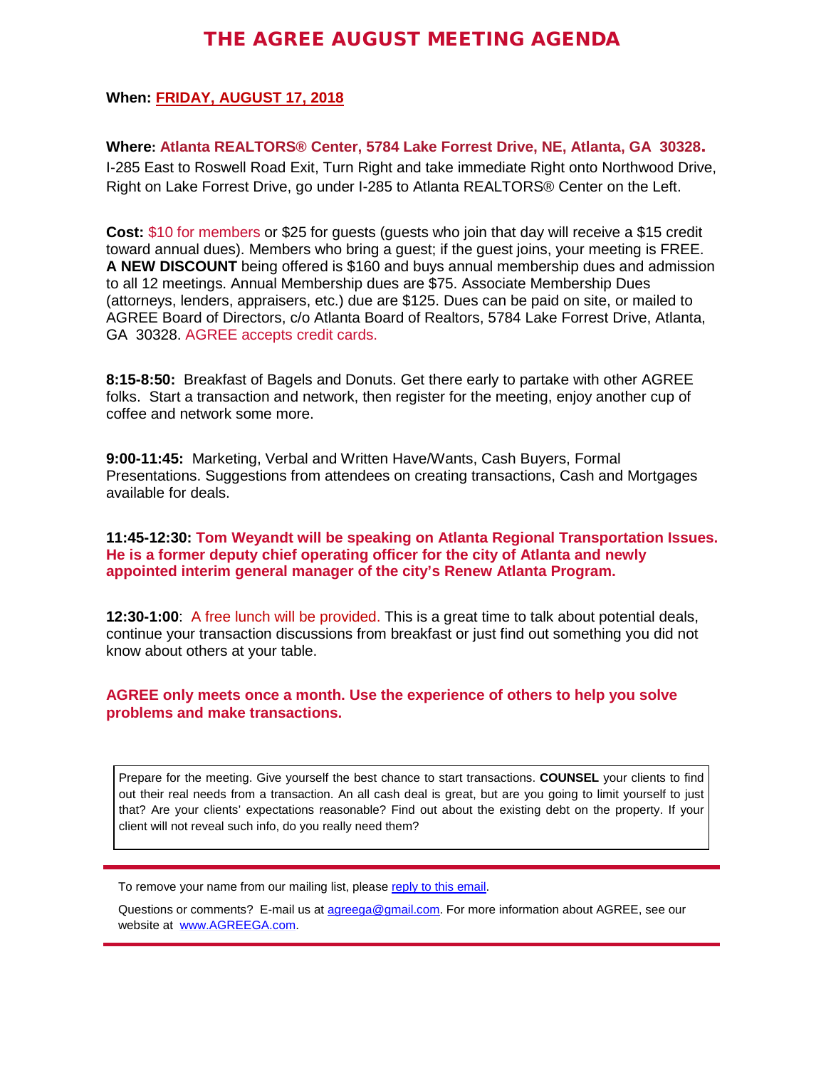# THE AGREE AUGUST MEETING AGENDA

**When: FRIDAY, AUGUST 17, 2018**

**Where: Atlanta REALTORS® Center, 5784 Lake Forrest Drive, NE, Atlanta, GA 30328.**
I-285 East to Roswell Road Exit, Turn Right and take immediate Right onto Northwood Drive, Right on Lake Forrest Drive, go under I-285 to Atlanta REALTORS® Center on the Left.

**Cost:** $10 for members or $25 for guests (guests who join that day will receive a $15 credit toward annual dues). Members who bring a guest; if the guest joins, your meeting is FREE. **A NEW DISCOUNT** being offered is $160 and buys annual membership dues and admission to all 12 meetings. Annual Membership dues are $75. Associate Membership Dues (attorneys, lenders, appraisers, etc.) due are $125. Dues can be paid on site, or mailed to AGREE Board of Directors, c/o Atlanta Board of Realtors, 5784 Lake Forrest Drive, Atlanta, GA 30328. AGREE accepts credit cards.

**8:15-8:50:** Breakfast of Bagels and Donuts. Get there early to partake with other AGREE folks. Start a transaction and network, then register for the meeting, enjoy another cup of coffee and network some more.

**9:00-11:45:** Marketing, Verbal and Written Have/Wants, Cash Buyers, Formal Presentations. Suggestions from attendees on creating transactions, Cash and Mortgages available for deals.

**11:45-12:30: Tom Weyandt will be speaking on Atlanta Regional Transportation Issues. He is a former deputy chief operating officer for the city of Atlanta and newly appointed interim general manager of the city's Renew Atlanta Program.**

**12:30-1:00**: A free lunch will be provided. This is a great time to talk about potential deals, continue your transaction discussions from breakfast or just find out something you did not know about others at your table.

**AGREE only meets once a month. Use the experience of others to help you solve problems and make transactions.**

Prepare for the meeting. Give yourself the best chance to start transactions. **COUNSEL** your clients to find out their real needs from a transaction. An all cash deal is great, but are you going to limit yourself to just that? Are your clients' expectations reasonable? Find out about the existing debt on the property. If your client will not reveal such info, do you really need them?

---

To remove your name from our mailing list, please reply to this email.

Questions or comments? E-mail us at agreega@gmail.com. For more information about AGREE, see our website at www.AGREEGA.com.